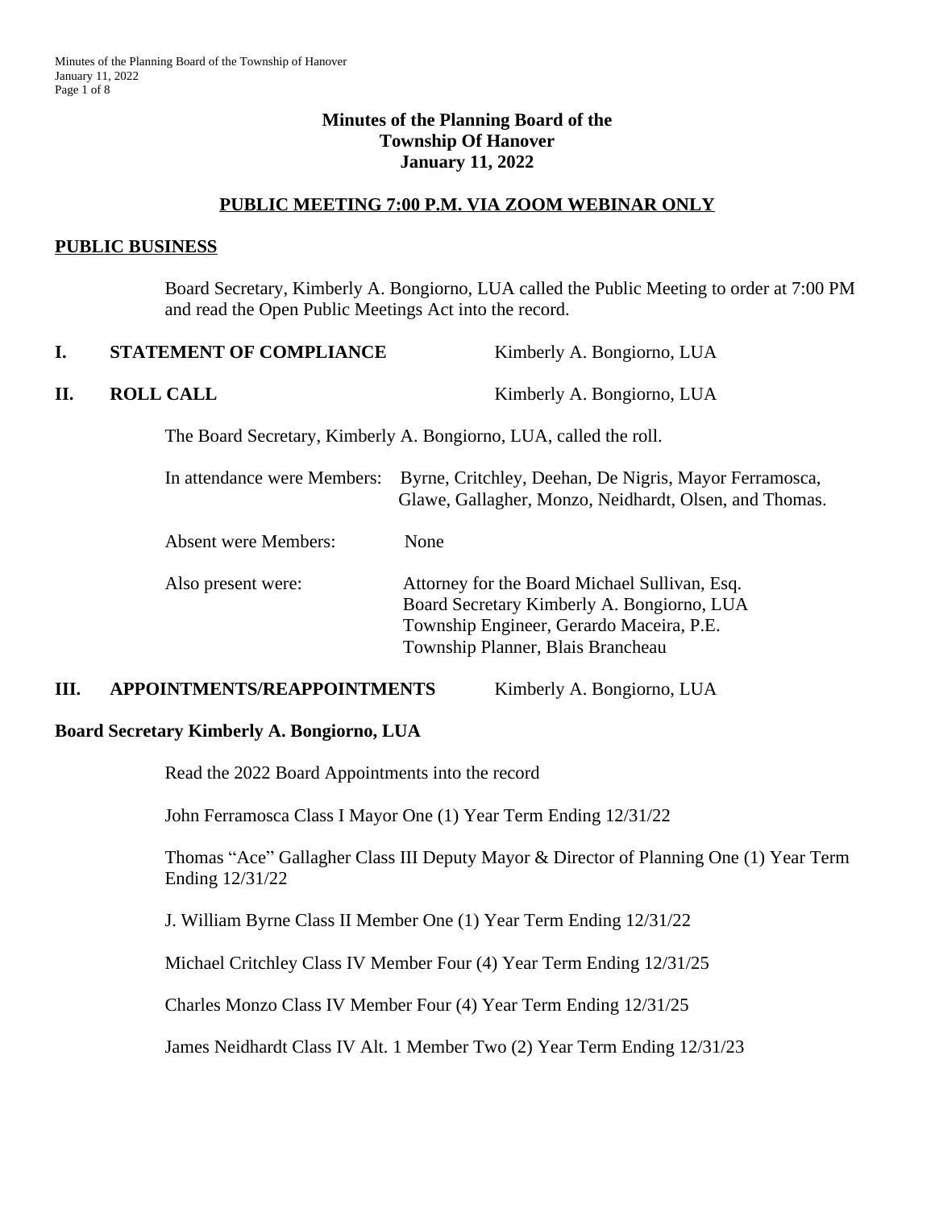# Minutes of the Planning Board of the Township Of Hanover
## January 11, 2022

### PUBLIC MEETING 7:00 P.M. VIA ZOOM WEBINAR ONLY

**PUBLIC BUSINESS**

Board Secretary, Kimberly A. Bongiorno, LUA called the Public Meeting to order at 7:00 PM and read the Open Public Meetings Act into the record.

**I. STATEMENT OF COMPLIANCE** Kimberly A. Bongiorno, LUA

**II. ROLL CALL** Kimberly A. Bongiorno, LUA

The Board Secretary, Kimberly A. Bongiorno, LUA, called the roll.

In attendance were Members: Byrne, Critchley, Deehan, De Nigris, Mayor Ferramosca, Glawe, Gallagher, Monzo, Neidhardt, Olsen, and Thomas.

Absent were Members: None

Also present were:
Attorney for the Board Michael Sullivan, Esq.
Board Secretary Kimberly A. Bongiorno, LUA
Township Engineer, Gerardo Maceira, P.E.
Township Planner, Blais Brancheau

**III. APPOINTMENTS/REAPPOINTMENTS** Kimberly A. Bongiorno, LUA

**Board Secretary Kimberly A. Bongiorno, LUA**

Read the 2022 Board Appointments into the record

John Ferramosca Class I Mayor One (1) Year Term Ending 12/31/22

Thomas "Ace" Gallagher Class III Deputy Mayor & Director of Planning One (1) Year Term Ending 12/31/22

J. William Byrne Class II Member One (1) Year Term Ending 12/31/22

Michael Critchley Class IV Member Four (4) Year Term Ending 12/31/25

Charles Monzo Class IV Member Four (4) Year Term Ending 12/31/25

James Neidhardt Class IV Alt. 1 Member Two (2) Year Term Ending 12/31/23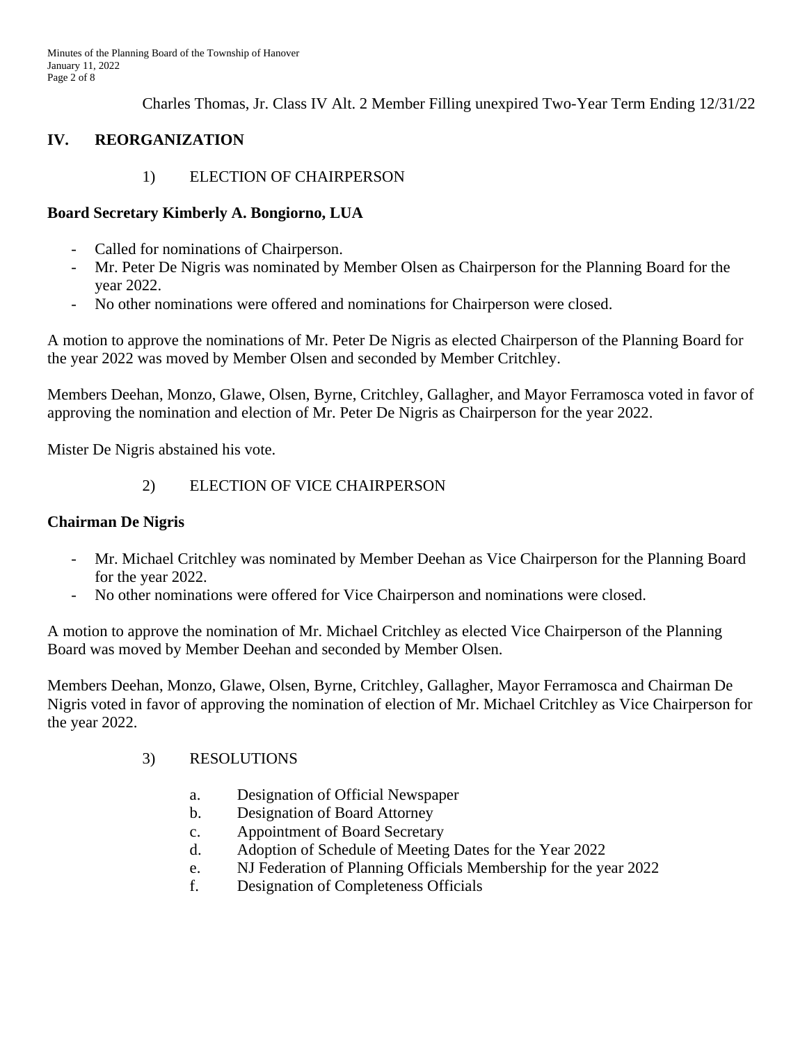Charles Thomas, Jr. Class IV Alt. 2 Member Filling unexpired Two-Year Term Ending 12/31/22

## IV. REORGANIZATION

1) ELECTION OF CHAIRPERSON

**Board Secretary Kimberly A. Bongiorno, LUA**

- Called for nominations of Chairperson.
- Mr. Peter De Nigris was nominated by Member Olsen as Chairperson for the Planning Board for the year 2022.
- No other nominations were offered and nominations for Chairperson were closed.

A motion to approve the nominations of Mr. Peter De Nigris as elected Chairperson of the Planning Board for the year 2022 was moved by Member Olsen and seconded by Member Critchley.

Members Deehan, Monzo, Glawe, Olsen, Byrne, Critchley, Gallagher, and Mayor Ferramosca voted in favor of approving the nomination and election of Mr. Peter De Nigris as Chairperson for the year 2022.

Mister De Nigris abstained his vote.

2) ELECTION OF VICE CHAIRPERSON

**Chairman De Nigris**

- Mr. Michael Critchley was nominated by Member Deehan as Vice Chairperson for the Planning Board for the year 2022.
- No other nominations were offered for Vice Chairperson and nominations were closed.

A motion to approve the nomination of Mr. Michael Critchley as elected Vice Chairperson of the Planning Board was moved by Member Deehan and seconded by Member Olsen.

Members Deehan, Monzo, Glawe, Olsen, Byrne, Critchley, Gallagher, Mayor Ferramosca and Chairman De Nigris voted in favor of approving the nomination of election of Mr. Michael Critchley as Vice Chairperson for the year 2022.

3) RESOLUTIONS

a. Designation of Official Newspaper
b. Designation of Board Attorney
c. Appointment of Board Secretary
d. Adoption of Schedule of Meeting Dates for the Year 2022
e. NJ Federation of Planning Officials Membership for the year 2022
f. Designation of Completeness Officials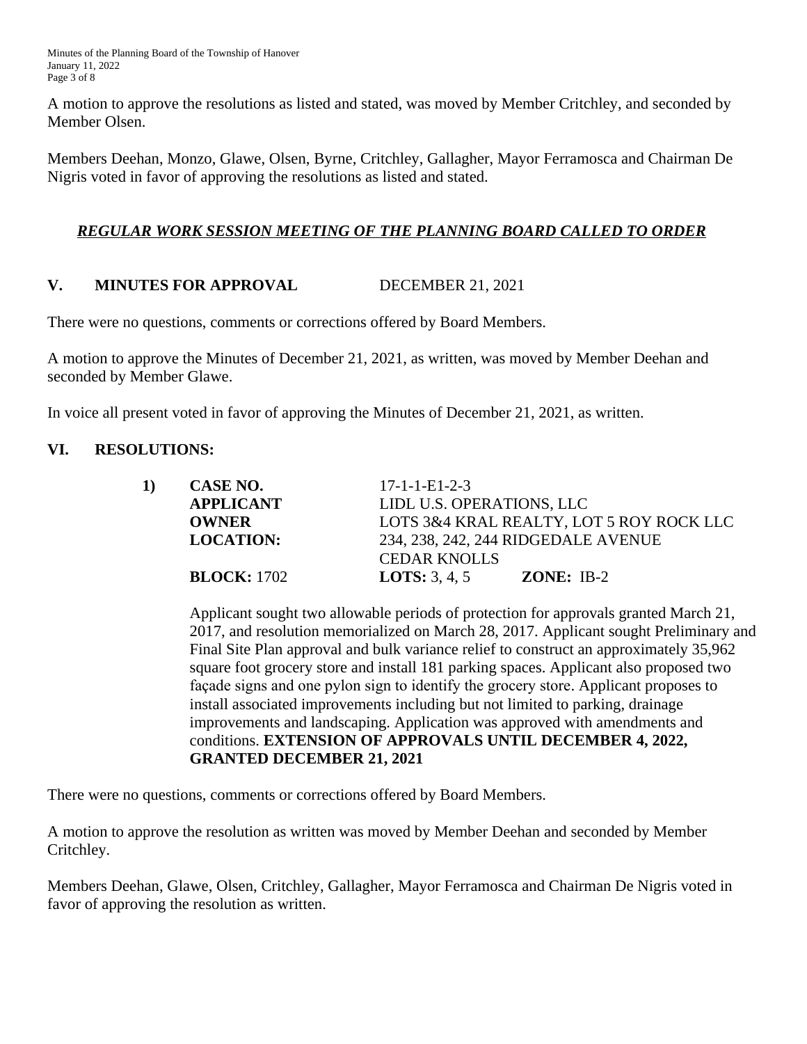A motion to approve the resolutions as listed and stated, was moved by Member Critchley, and seconded by Member Olsen.

Members Deehan, Monzo, Glawe, Olsen, Byrne, Critchley, Gallagher, Mayor Ferramosca and Chairman De Nigris voted in favor of approving the resolutions as listed and stated.

***REGULAR WORK SESSION MEETING OF THE PLANNING BOARD CALLED TO ORDER***

## V. MINUTES FOR APPROVAL — DECEMBER 21, 2021

There were no questions, comments or corrections offered by Board Members.

A motion to approve the Minutes of December 21, 2021, as written, was moved by Member Deehan and seconded by Member Glawe.

In voice all present voted in favor of approving the Minutes of December 21, 2021, as written.

## VI. RESOLUTIONS:

**1)**

| | | |
|---|---|---|
| **CASE NO.** | 17-1-1-E1-2-3 | |
| **APPLICANT** | LIDL U.S. OPERATIONS, LLC | |
| **OWNER** | LOTS 3&4 KRAL REALTY, LOT 5 ROY ROCK LLC | |
| **LOCATION:** | 234, 238, 242, 244 RIDGEDALE AVENUE CEDAR KNOLLS | |
| **BLOCK:** 1702 | **LOTS:** 3, 4, 5 | **ZONE:** IB-2 |

Applicant sought two allowable periods of protection for approvals granted March 21, 2017, and resolution memorialized on March 28, 2017. Applicant sought Preliminary and Final Site Plan approval and bulk variance relief to construct an approximately 35,962 square foot grocery store and install 181 parking spaces. Applicant also proposed two façade signs and one pylon sign to identify the grocery store. Applicant proposes to install associated improvements including but not limited to parking, drainage improvements and landscaping. Application was approved with amendments and conditions. **EXTENSION OF APPROVALS UNTIL DECEMBER 4, 2022, GRANTED DECEMBER 21, 2021**

There were no questions, comments or corrections offered by Board Members.

A motion to approve the resolution as written was moved by Member Deehan and seconded by Member Critchley.

Members Deehan, Glawe, Olsen, Critchley, Gallagher, Mayor Ferramosca and Chairman De Nigris voted in favor of approving the resolution as written.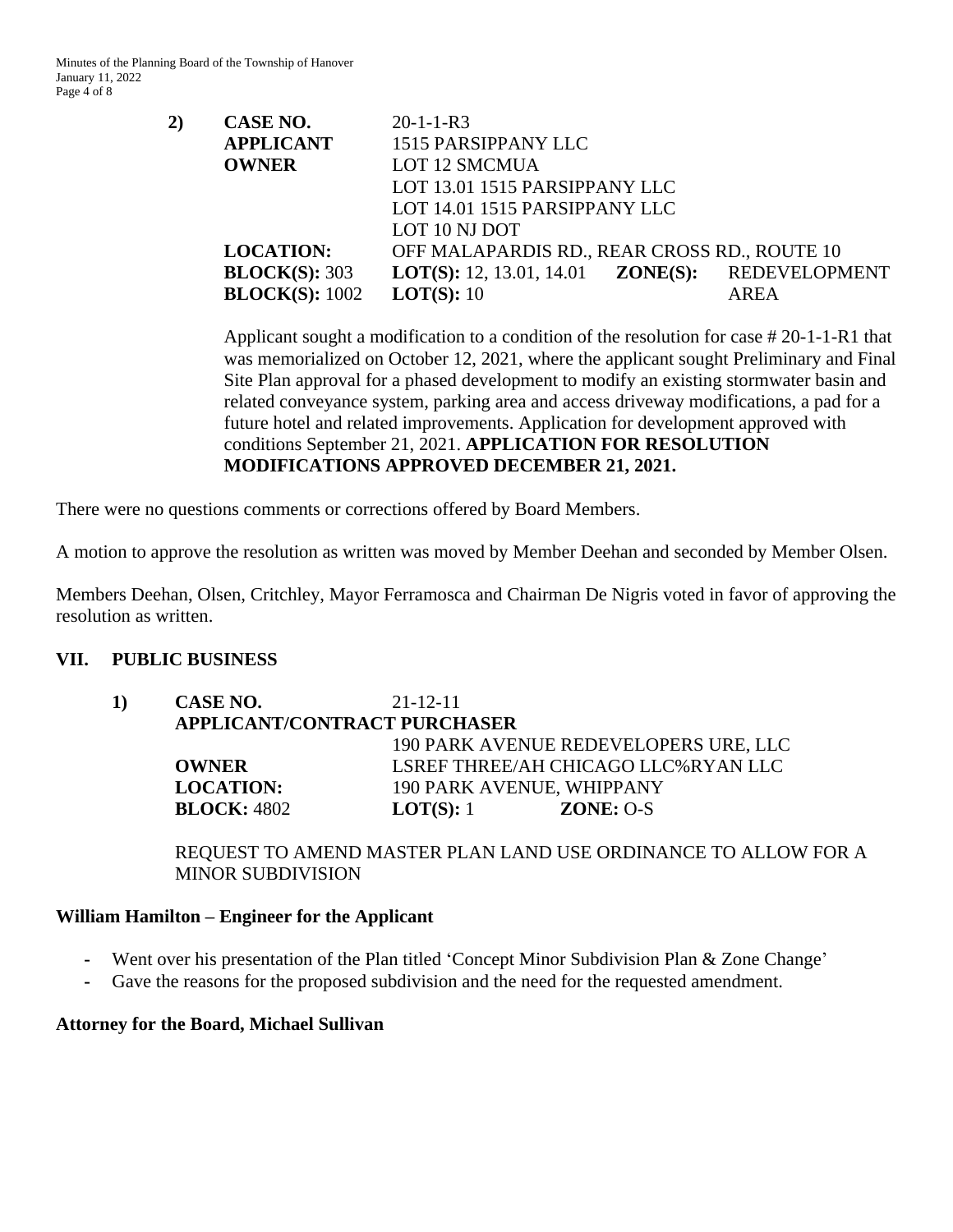**2) CASE NO.** 20-1-1-R3
**APPLICANT** 1515 PARSIPPANY LLC
**OWNER** LOT 12 SMCMUA
LOT 13.01 1515 PARSIPPANY LLC
LOT 14.01 1515 PARSIPPANY LLC
LOT 10 NJ DOT
**LOCATION:** OFF MALAPARDIS RD., REAR CROSS RD., ROUTE 10
**BLOCK(S):** 303 **LOT(S):** 12, 13.01, 14.01 **ZONE(S):** REDEVELOPMENT AREA
**BLOCK(S):** 1002 **LOT(S):** 10

Applicant sought a modification to a condition of the resolution for case # 20-1-1-R1 that was memorialized on October 12, 2021, where the applicant sought Preliminary and Final Site Plan approval for a phased development to modify an existing stormwater basin and related conveyance system, parking area and access driveway modifications, a pad for a future hotel and related improvements. Application for development approved with conditions September 21, 2021. **APPLICATION FOR RESOLUTION MODIFICATIONS APPROVED DECEMBER 21, 2021.**

There were no questions comments or corrections offered by Board Members.

A motion to approve the resolution as written was moved by Member Deehan and seconded by Member Olsen.

Members Deehan, Olsen, Critchley, Mayor Ferramosca and Chairman De Nigris voted in favor of approving the resolution as written.

## VII. PUBLIC BUSINESS

**1) CASE NO.** 21-12-11
**APPLICANT/CONTRACT PURCHASER**
190 PARK AVENUE REDEVELOPERS URE, LLC
**OWNER** LSREF THREE/AH CHICAGO LLC%RYAN LLC
**LOCATION:** 190 PARK AVENUE, WHIPPANY
**BLOCK:** 4802 **LOT(S):** 1 **ZONE:** O-S

REQUEST TO AMEND MASTER PLAN LAND USE ORDINANCE TO ALLOW FOR A MINOR SUBDIVISION

**William Hamilton – Engineer for the Applicant**

- Went over his presentation of the Plan titled 'Concept Minor Subdivision Plan & Zone Change'
- Gave the reasons for the proposed subdivision and the need for the requested amendment.

**Attorney for the Board, Michael Sullivan**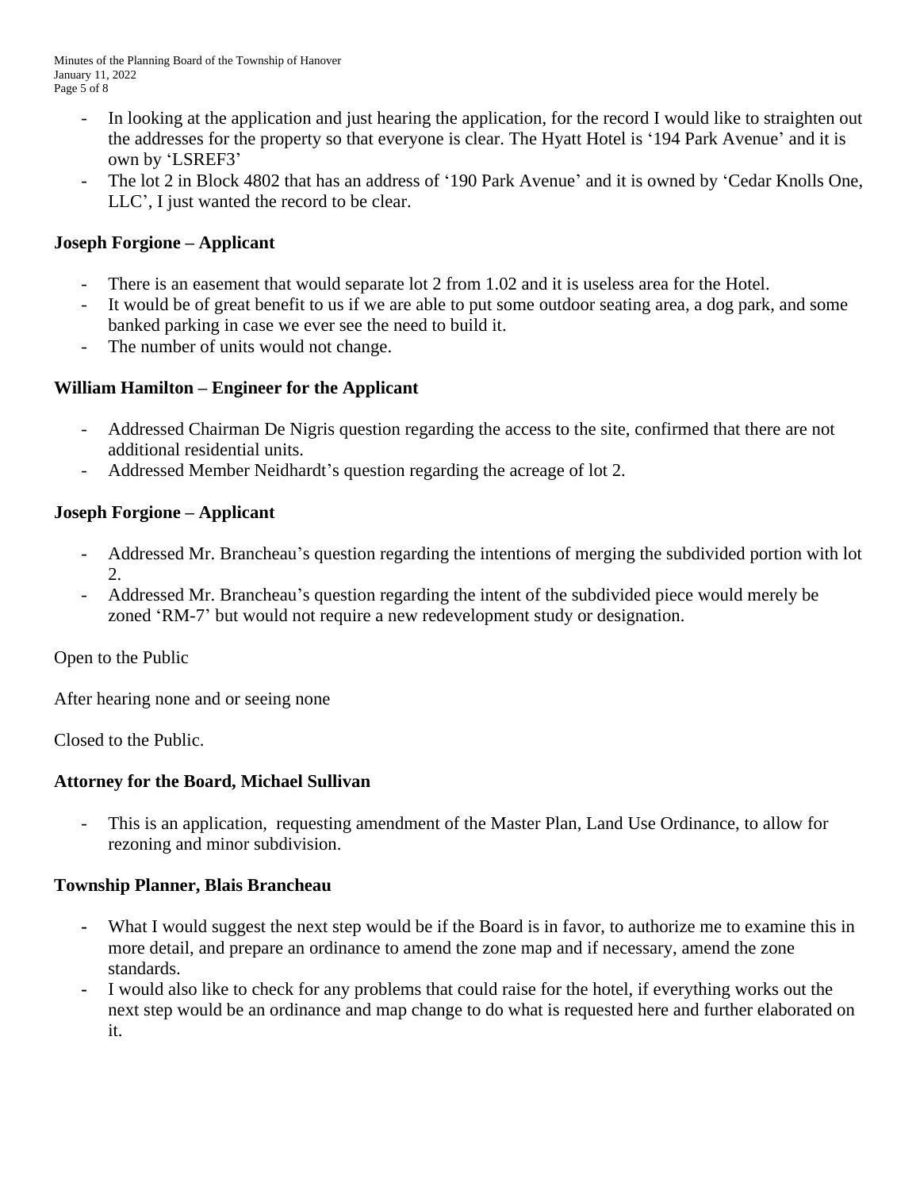- In looking at the application and just hearing the application, for the record I would like to straighten out the addresses for the property so that everyone is clear. The Hyatt Hotel is '194 Park Avenue' and it is own by 'LSREF3'
- The lot 2 in Block 4802 that has an address of '190 Park Avenue' and it is owned by 'Cedar Knolls One, LLC', I just wanted the record to be clear.

**Joseph Forgione – Applicant**

- There is an easement that would separate lot 2 from 1.02 and it is useless area for the Hotel.
- It would be of great benefit to us if we are able to put some outdoor seating area, a dog park, and some banked parking in case we ever see the need to build it.
- The number of units would not change.

**William Hamilton – Engineer for the Applicant**

- Addressed Chairman De Nigris question regarding the access to the site, confirmed that there are not additional residential units.
- Addressed Member Neidhardt's question regarding the acreage of lot 2.

**Joseph Forgione – Applicant**

- Addressed Mr. Brancheau's question regarding the intentions of merging the subdivided portion with lot 2.
- Addressed Mr. Brancheau's question regarding the intent of the subdivided piece would merely be zoned 'RM-7' but would not require a new redevelopment study or designation.

Open to the Public

After hearing none and or seeing none

Closed to the Public.

**Attorney for the Board, Michael Sullivan**

- This is an application, requesting amendment of the Master Plan, Land Use Ordinance, to allow for rezoning and minor subdivision.

**Township Planner, Blais Brancheau**

- What I would suggest the next step would be if the Board is in favor, to authorize me to examine this in more detail, and prepare an ordinance to amend the zone map and if necessary, amend the zone standards.
- I would also like to check for any problems that could raise for the hotel, if everything works out the next step would be an ordinance and map change to do what is requested here and further elaborated on it.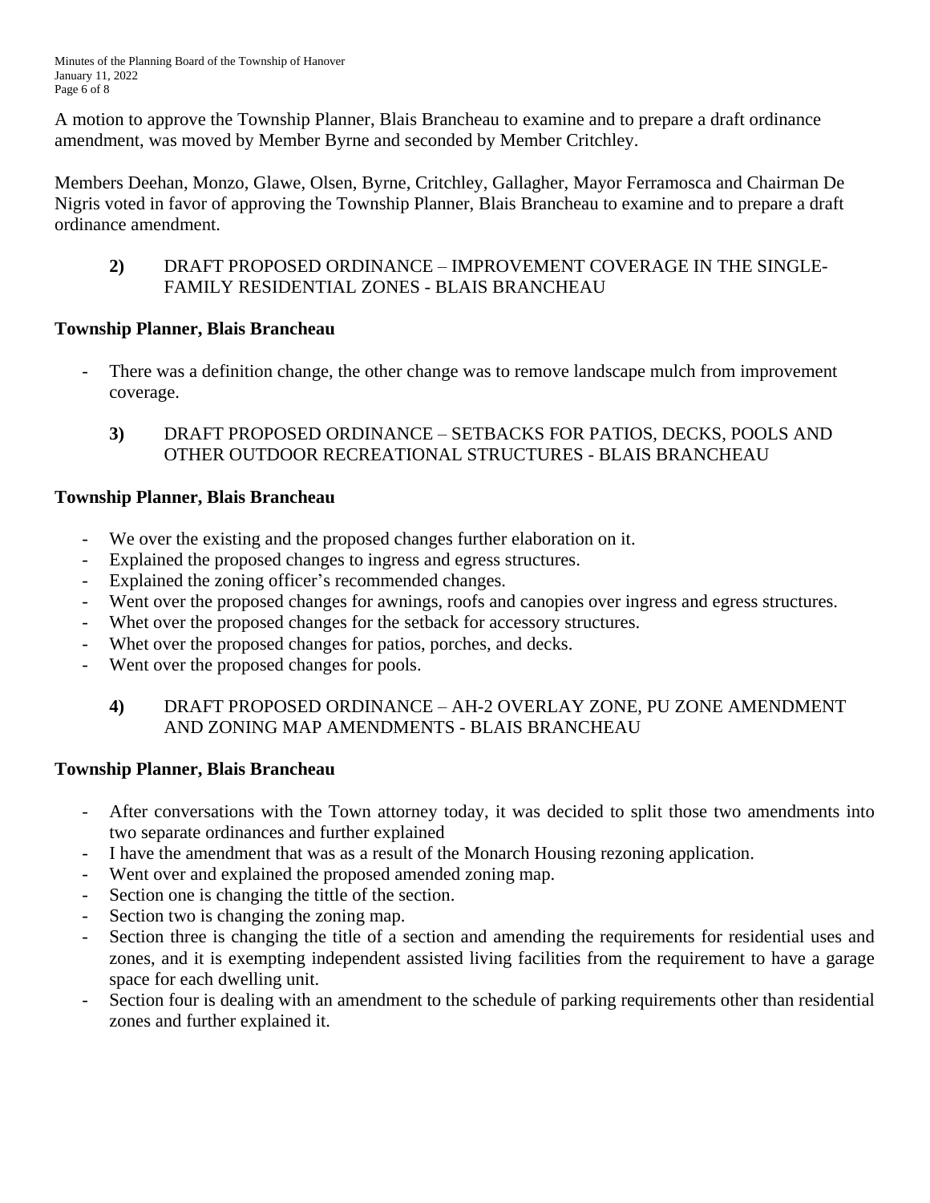A motion to approve the Township Planner, Blais Brancheau to examine and to prepare a draft ordinance amendment, was moved by Member Byrne and seconded by Member Critchley.

Members Deehan, Monzo, Glawe, Olsen, Byrne, Critchley, Gallagher, Mayor Ferramosca and Chairman De Nigris voted in favor of approving the Township Planner, Blais Brancheau to examine and to prepare a draft ordinance amendment.

**2)** DRAFT PROPOSED ORDINANCE – IMPROVEMENT COVERAGE IN THE SINGLE-FAMILY RESIDENTIAL ZONES - BLAIS BRANCHEAU

**Township Planner, Blais Brancheau**

- There was a definition change, the other change was to remove landscape mulch from improvement coverage.

**3)** DRAFT PROPOSED ORDINANCE – SETBACKS FOR PATIOS, DECKS, POOLS AND OTHER OUTDOOR RECREATIONAL STRUCTURES - BLAIS BRANCHEAU

**Township Planner, Blais Brancheau**

- We over the existing and the proposed changes further elaboration on it.
- Explained the proposed changes to ingress and egress structures.
- Explained the zoning officer's recommended changes.
- Went over the proposed changes for awnings, roofs and canopies over ingress and egress structures.
- Whet over the proposed changes for the setback for accessory structures.
- Whet over the proposed changes for patios, porches, and decks.
- Went over the proposed changes for pools.

**4)** DRAFT PROPOSED ORDINANCE – AH-2 OVERLAY ZONE, PU ZONE AMENDMENT AND ZONING MAP AMENDMENTS - BLAIS BRANCHEAU

**Township Planner, Blais Brancheau**

- After conversations with the Town attorney today, it was decided to split those two amendments into two separate ordinances and further explained
- I have the amendment that was as a result of the Monarch Housing rezoning application.
- Went over and explained the proposed amended zoning map.
- Section one is changing the tittle of the section.
- Section two is changing the zoning map.
- Section three is changing the title of a section and amending the requirements for residential uses and zones, and it is exempting independent assisted living facilities from the requirement to have a garage space for each dwelling unit.
- Section four is dealing with an amendment to the schedule of parking requirements other than residential zones and further explained it.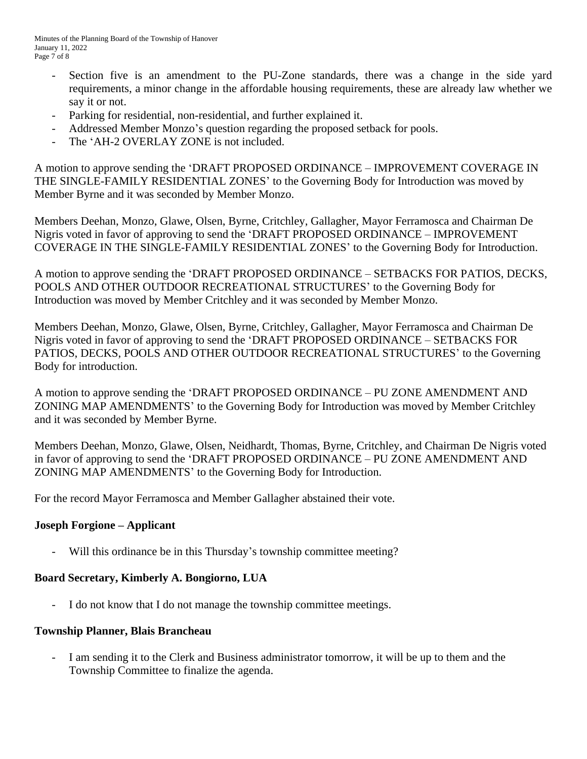- Section five is an amendment to the PU-Zone standards, there was a change in the side yard requirements, a minor change in the affordable housing requirements, these are already law whether we say it or not.
- Parking for residential, non-residential, and further explained it.
- Addressed Member Monzo's question regarding the proposed setback for pools.
- The 'AH-2 OVERLAY ZONE is not included.

A motion to approve sending the 'DRAFT PROPOSED ORDINANCE – IMPROVEMENT COVERAGE IN THE SINGLE-FAMILY RESIDENTIAL ZONES' to the Governing Body for Introduction was moved by Member Byrne and it was seconded by Member Monzo.

Members Deehan, Monzo, Glawe, Olsen, Byrne, Critchley, Gallagher, Mayor Ferramosca and Chairman De Nigris voted in favor of approving to send the 'DRAFT PROPOSED ORDINANCE – IMPROVEMENT COVERAGE IN THE SINGLE-FAMILY RESIDENTIAL ZONES' to the Governing Body for Introduction.

A motion to approve sending the 'DRAFT PROPOSED ORDINANCE – SETBACKS FOR PATIOS, DECKS, POOLS AND OTHER OUTDOOR RECREATIONAL STRUCTURES' to the Governing Body for Introduction was moved by Member Critchley and it was seconded by Member Monzo.

Members Deehan, Monzo, Glawe, Olsen, Byrne, Critchley, Gallagher, Mayor Ferramosca and Chairman De Nigris voted in favor of approving to send the 'DRAFT PROPOSED ORDINANCE – SETBACKS FOR PATIOS, DECKS, POOLS AND OTHER OUTDOOR RECREATIONAL STRUCTURES' to the Governing Body for introduction.

A motion to approve sending the 'DRAFT PROPOSED ORDINANCE – PU ZONE AMENDMENT AND ZONING MAP AMENDMENTS' to the Governing Body for Introduction was moved by Member Critchley and it was seconded by Member Byrne.

Members Deehan, Monzo, Glawe, Olsen, Neidhardt, Thomas, Byrne, Critchley, and Chairman De Nigris voted in favor of approving to send the 'DRAFT PROPOSED ORDINANCE – PU ZONE AMENDMENT AND ZONING MAP AMENDMENTS' to the Governing Body for Introduction.

For the record Mayor Ferramosca and Member Gallagher abstained their vote.

**Joseph Forgione – Applicant**

- Will this ordinance be in this Thursday's township committee meeting?

**Board Secretary, Kimberly A. Bongiorno, LUA**

- I do not know that I do not manage the township committee meetings.

**Township Planner, Blais Brancheau**

- I am sending it to the Clerk and Business administrator tomorrow, it will be up to them and the Township Committee to finalize the agenda.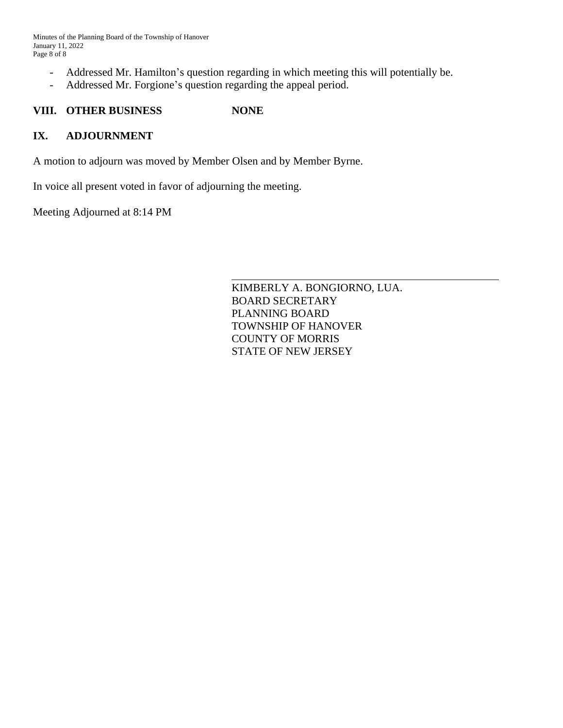- Addressed Mr. Hamilton's question regarding in which meeting this will potentially be.
- Addressed Mr. Forgione's question regarding the appeal period.

## VIII. OTHER BUSINESS NONE

## IX. ADJOURNMENT

A motion to adjourn was moved by Member Olsen and by Member Byrne.

In voice all present voted in favor of adjourning the meeting.

Meeting Adjourned at 8:14 PM

\_\_\_\_\_\_\_\_\_\_\_\_\_\_\_\_\_\_\_\_\_\_\_\_\_\_\_\_\_\_\_\_\_\_\_\_\_\_\_\_

KIMBERLY A. BONGIORNO, LUA.
BOARD SECRETARY
PLANNING BOARD
TOWNSHIP OF HANOVER
COUNTY OF MORRIS
STATE OF NEW JERSEY